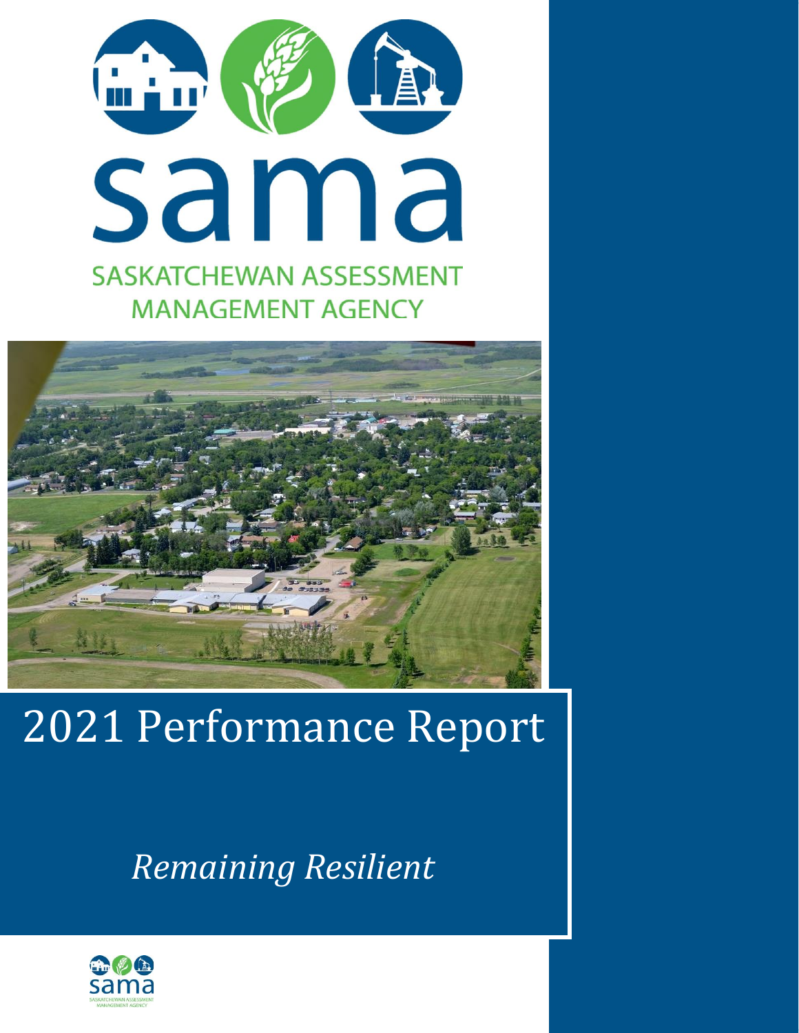# sama

SASKATCHEWAN ASSESSMENT MANAGEMENT AGENCY

# 2021 Performance Report

*Remaining Resilient*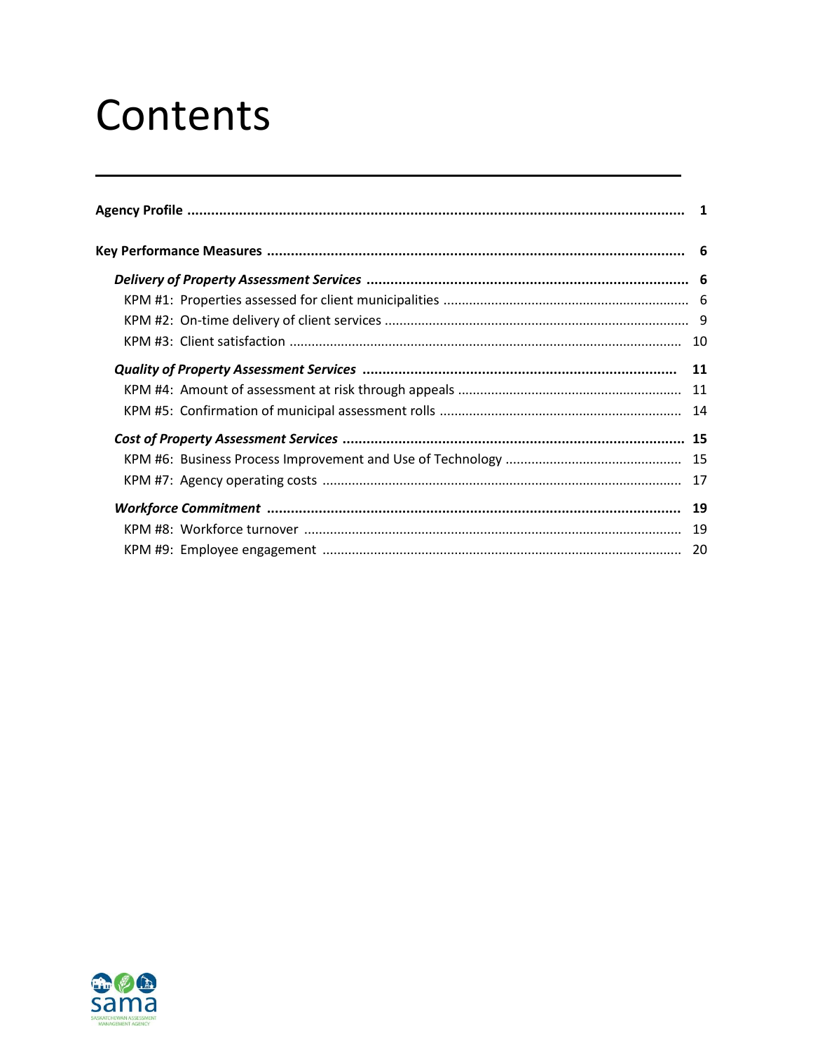# Contents

| | |
|---|---|
| **Agency Profile** | **1** |
| **Key Performance Measures** | **6** |
| ***Delivery of Property Assessment Services*** | **6** |
| KPM #1: Properties assessed for client municipalities | 6 |
| KPM #2: On-time delivery of client services | 9 |
| KPM #3: Client satisfaction | 10 |
| ***Quality of Property Assessment Services*** | **11** |
| KPM #4: Amount of assessment at risk through appeals | 11 |
| KPM #5: Confirmation of municipal assessment rolls | 14 |
| ***Cost of Property Assessment Services*** | **15** |
| KPM #6: Business Process Improvement and Use of Technology | 15 |
| KPM #7: Agency operating costs | 17 |
| ***Workforce Commitment*** | **19** |
| KPM #8: Workforce turnover | 19 |
| KPM #9: Employee engagement | 20 |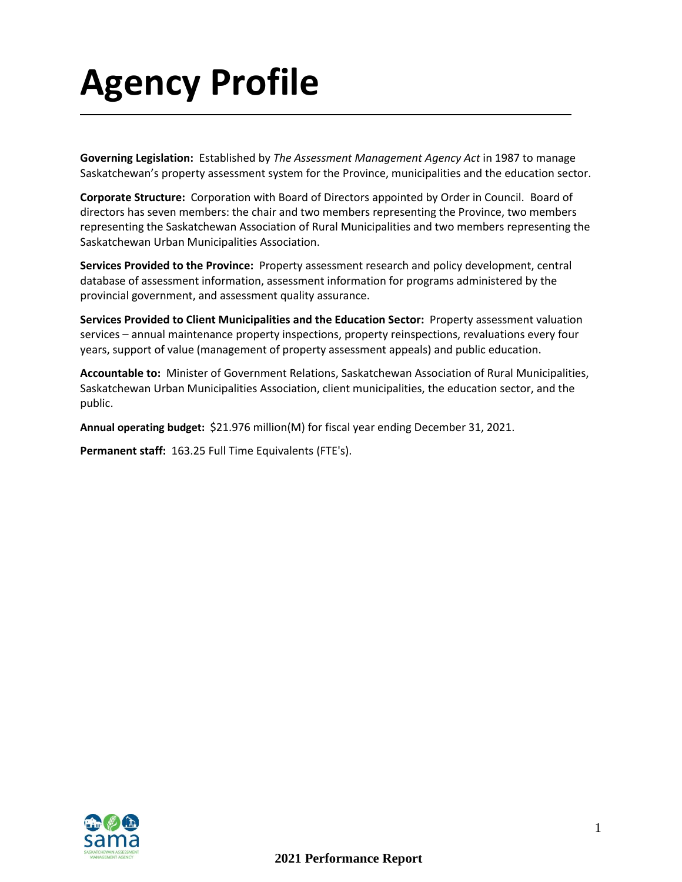# Agency Profile

**Governing Legislation:** Established by *The Assessment Management Agency Act* in 1987 to manage Saskatchewan's property assessment system for the Province, municipalities and the education sector.

**Corporate Structure:** Corporation with Board of Directors appointed by Order in Council. Board of directors has seven members: the chair and two members representing the Province, two members representing the Saskatchewan Association of Rural Municipalities and two members representing the Saskatchewan Urban Municipalities Association.

**Services Provided to the Province:** Property assessment research and policy development, central database of assessment information, assessment information for programs administered by the provincial government, and assessment quality assurance.

**Services Provided to Client Municipalities and the Education Sector:** Property assessment valuation services – annual maintenance property inspections, property reinspections, revaluations every four years, support of value (management of property assessment appeals) and public education.

**Accountable to:** Minister of Government Relations, Saskatchewan Association of Rural Municipalities, Saskatchewan Urban Municipalities Association, client municipalities, the education sector, and the public.

**Annual operating budget:** $21.976 million(M) for fiscal year ending December 31, 2021.

**Permanent staff:** 163.25 Full Time Equivalents (FTE's).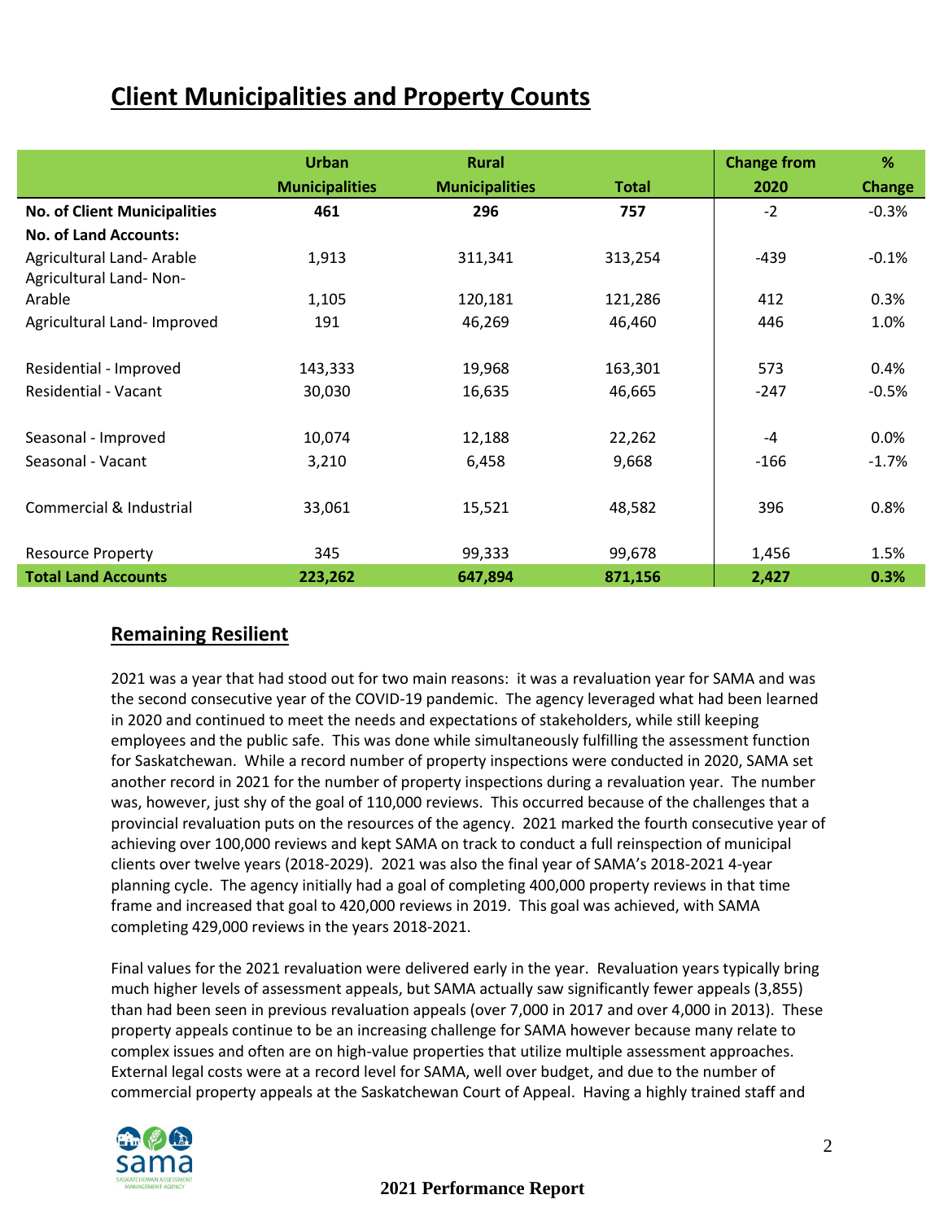## Client Municipalities and Property Counts

| | Urban Municipalities | Rural Municipalities | Total | Change from 2020 | % Change |
|---|---|---|---|---|---|
| **No. of Client Municipalities** | **461** | **296** | **757** | -2 | -0.3% |
| **No. of Land Accounts:** | | | | | |
| Agricultural Land- Arable | 1,913 | 311,341 | 313,254 | -439 | -0.1% |
| Agricultural Land- Non-Arable | 1,105 | 120,181 | 121,286 | 412 | 0.3% |
| Agricultural Land- Improved | 191 | 46,269 | 46,460 | 446 | 1.0% |
| Residential - Improved | 143,333 | 19,968 | 163,301 | 573 | 0.4% |
| Residential - Vacant | 30,030 | 16,635 | 46,665 | -247 | -0.5% |
| Seasonal - Improved | 10,074 | 12,188 | 22,262 | -4 | 0.0% |
| Seasonal - Vacant | 3,210 | 6,458 | 9,668 | -166 | -1.7% |
| Commercial & Industrial | 33,061 | 15,521 | 48,582 | 396 | 0.8% |
| Resource Property | 345 | 99,333 | 99,678 | 1,456 | 1.5% |
| **Total Land Accounts** | **223,262** | **647,894** | **871,156** | **2,427** | **0.3%** |

### Remaining Resilient

2021 was a year that had stood out for two main reasons: it was a revaluation year for SAMA and was the second consecutive year of the COVID-19 pandemic. The agency leveraged what had been learned in 2020 and continued to meet the needs and expectations of stakeholders, while still keeping employees and the public safe. This was done while simultaneously fulfilling the assessment function for Saskatchewan. While a record number of property inspections were conducted in 2020, SAMA set another record in 2021 for the number of property inspections during a revaluation year. The number was, however, just shy of the goal of 110,000 reviews. This occurred because of the challenges that a provincial revaluation puts on the resources of the agency. 2021 marked the fourth consecutive year of achieving over 100,000 reviews and kept SAMA on track to conduct a full reinspection of municipal clients over twelve years (2018-2029). 2021 was also the final year of SAMA's 2018-2021 4-year planning cycle. The agency initially had a goal of completing 400,000 property reviews in that time frame and increased that goal to 420,000 reviews in 2019. This goal was achieved, with SAMA completing 429,000 reviews in the years 2018-2021.

Final values for the 2021 revaluation were delivered early in the year. Revaluation years typically bring much higher levels of assessment appeals, but SAMA actually saw significantly fewer appeals (3,855) than had been seen in previous revaluation appeals (over 7,000 in 2017 and over 4,000 in 2013). These property appeals continue to be an increasing challenge for SAMA however because many relate to complex issues and often are on high-value properties that utilize multiple assessment approaches. External legal costs were at a record level for SAMA, well over budget, and due to the number of commercial property appeals at the Saskatchewan Court of Appeal. Having a highly trained staff and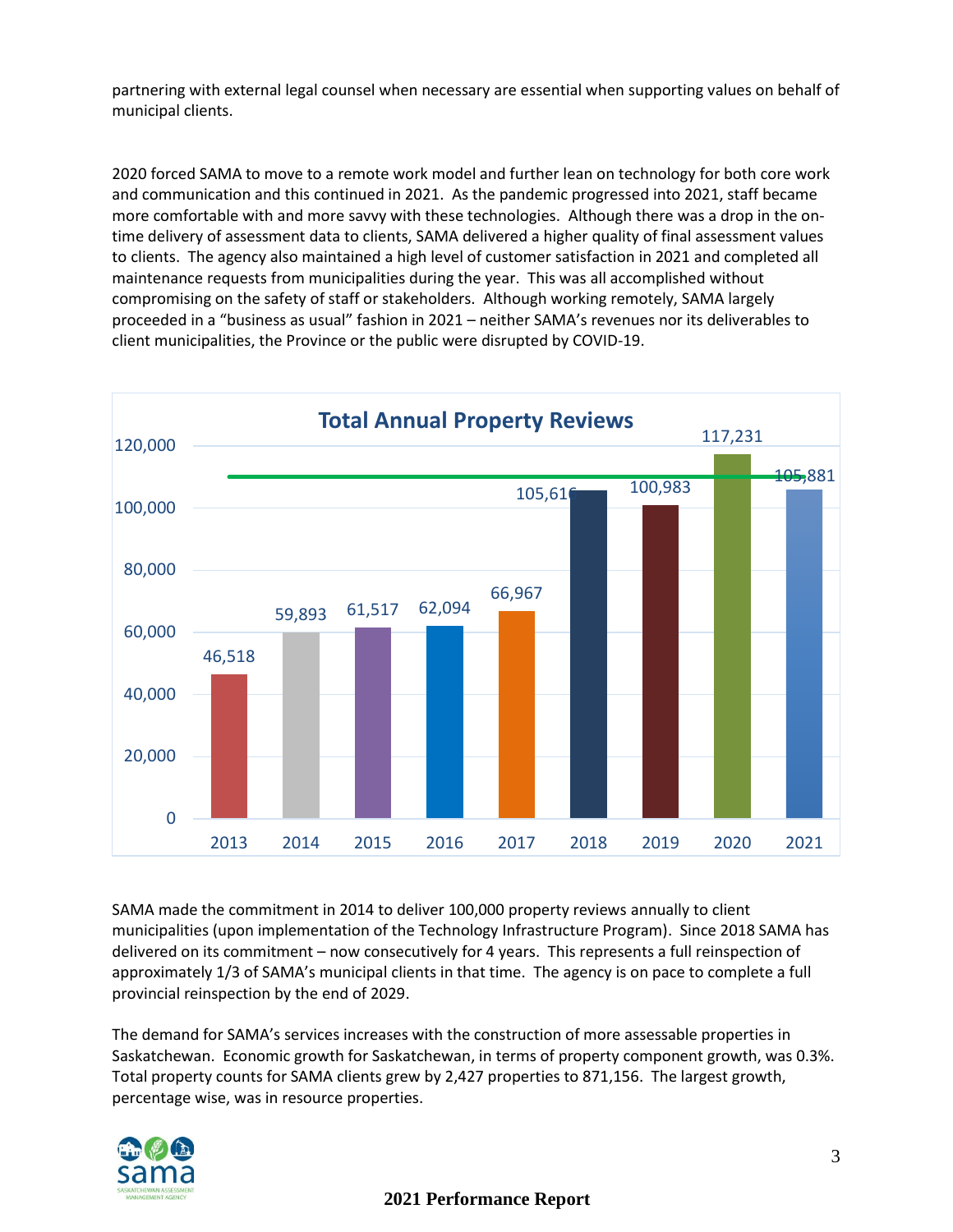partnering with external legal counsel when necessary are essential when supporting values on behalf of municipal clients.

2020 forced SAMA to move to a remote work model and further lean on technology for both core work and communication and this continued in 2021. As the pandemic progressed into 2021, staff became more comfortable with and more savvy with these technologies. Although there was a drop in the on-time delivery of assessment data to clients, SAMA delivered a higher quality of final assessment values to clients. The agency also maintained a high level of customer satisfaction in 2021 and completed all maintenance requests from municipalities during the year. This was all accomplished without compromising on the safety of staff or stakeholders. Although working remotely, SAMA largely proceeded in a "business as usual" fashion in 2021 – neither SAMA's revenues nor its deliverables to client municipalities, the Province or the public were disrupted by COVID-19.

**Total Annual Property Reviews**

| Year | Property Reviews |
|---|---|
| 2013 | 46,518 |
| 2014 | 59,893 |
| 2015 | 61,517 |
| 2016 | 62,094 |
| 2017 | 66,967 |
| 2018 | 105,616 |
| 2019 | 100,983 |
| 2020 | 117,231 |
| 2021 | 105,881 |

SAMA made the commitment in 2014 to deliver 100,000 property reviews annually to client municipalities (upon implementation of the Technology Infrastructure Program). Since 2018 SAMA has delivered on its commitment – now consecutively for 4 years. This represents a full reinspection of approximately 1/3 of SAMA's municipal clients in that time. The agency is on pace to complete a full provincial reinspection by the end of 2029.

The demand for SAMA's services increases with the construction of more assessable properties in Saskatchewan. Economic growth for Saskatchewan, in terms of property component growth, was 0.3%. Total property counts for SAMA clients grew by 2,427 properties to 871,156. The largest growth, percentage wise, was in resource properties.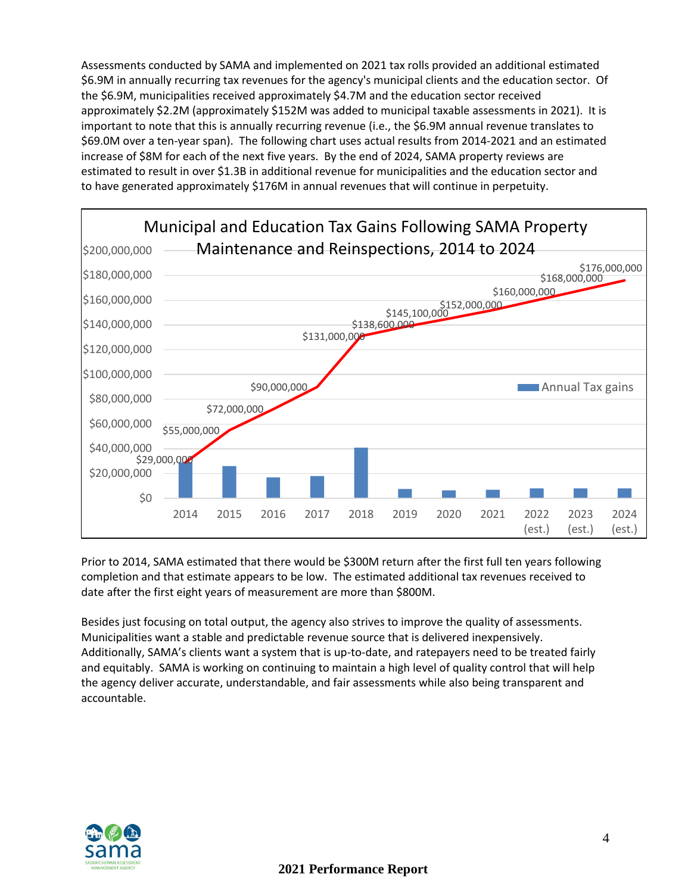Assessments conducted by SAMA and implemented on 2021 tax rolls provided an additional estimated $6.9M in annually recurring tax revenues for the agency's municipal clients and the education sector. Of the $6.9M, municipalities received approximately $4.7M and the education sector received approximately $2.2M (approximately $152M was added to municipal taxable assessments in 2021). It is important to note that this is annually recurring revenue (i.e., the $6.9M annual revenue translates to $69.0M over a ten-year span). The following chart uses actual results from 2014-2021 and an estimated increase of $8M for each of the next five years. By the end of 2024, SAMA property reviews are estimated to result in over $1.3B in additional revenue for municipalities and the education sector and to have generated approximately $176M in annual revenues that will continue in perpetuity.

**Municipal and Education Tax Gains Following SAMA Property Maintenance and Reinspections, 2014 to 2024**

| Year | Cumulative Annual Tax Gains |
|---|---|
| 2014 | $29,000,000 |
| 2015 | $55,000,000 |
| 2016 | $72,000,000 |
| 2017 | $90,000,000 |
| 2018 | $131,000,000 |
| 2019 | $138,600,000 |
| 2020 | $145,100,000 |
| 2021 | $152,000,000 |
| 2022 (est.) | $160,000,000 |
| 2023 (est.) | $168,000,000 |
| 2024 (est.) | $176,000,000 |

Prior to 2014, SAMA estimated that there would be $300M return after the first full ten years following completion and that estimate appears to be low. The estimated additional tax revenues received to date after the first eight years of measurement are more than $800M.

Besides just focusing on total output, the agency also strives to improve the quality of assessments. Municipalities want a stable and predictable revenue source that is delivered inexpensively. Additionally, SAMA's clients want a system that is up-to-date, and ratepayers need to be treated fairly and equitably. SAMA is working on continuing to maintain a high level of quality control that will help the agency deliver accurate, understandable, and fair assessments while also being transparent and accountable.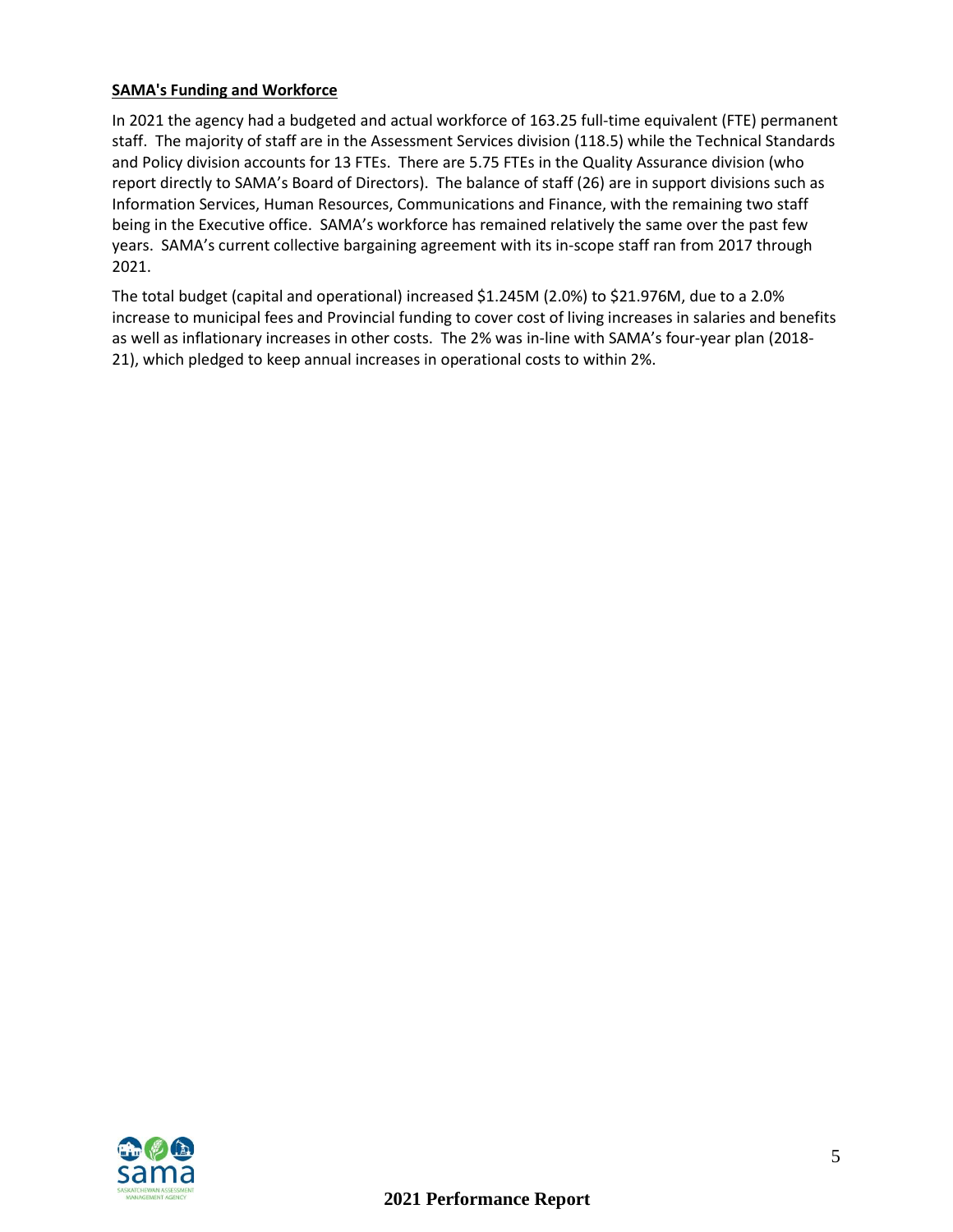**SAMA's Funding and Workforce**

In 2021 the agency had a budgeted and actual workforce of 163.25 full-time equivalent (FTE) permanent staff. The majority of staff are in the Assessment Services division (118.5) while the Technical Standards and Policy division accounts for 13 FTEs. There are 5.75 FTEs in the Quality Assurance division (who report directly to SAMA's Board of Directors). The balance of staff (26) are in support divisions such as Information Services, Human Resources, Communications and Finance, with the remaining two staff being in the Executive office. SAMA's workforce has remained relatively the same over the past few years. SAMA's current collective bargaining agreement with its in-scope staff ran from 2017 through 2021.

The total budget (capital and operational) increased $1.245M (2.0%) to $21.976M, due to a 2.0% increase to municipal fees and Provincial funding to cover cost of living increases in salaries and benefits as well as inflationary increases in other costs. The 2% was in-line with SAMA's four-year plan (2018-21), which pledged to keep annual increases in operational costs to within 2%.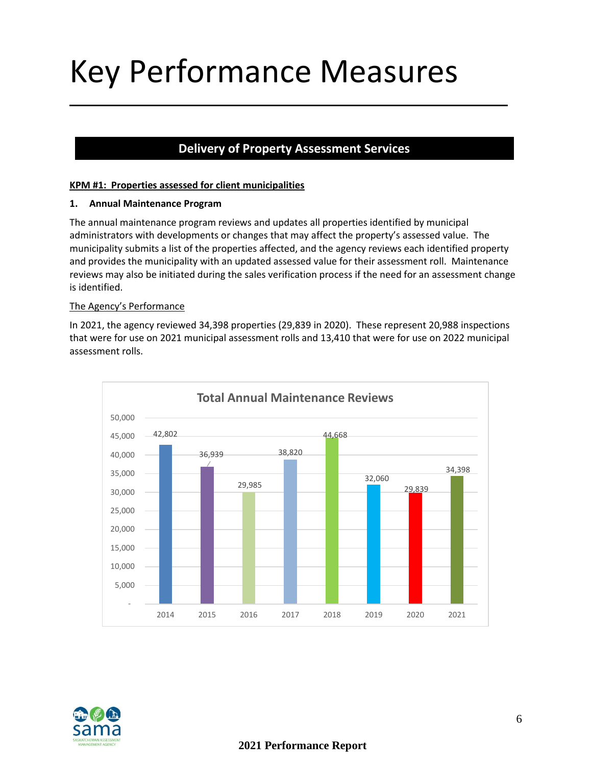# Key Performance Measures

## Delivery of Property Assessment Services

**KPM #1: Properties assessed for client municipalities**

**1. Annual Maintenance Program**

The annual maintenance program reviews and updates all properties identified by municipal administrators with developments or changes that may affect the property's assessed value. The municipality submits a list of the properties affected, and the agency reviews each identified property and provides the municipality with an updated assessed value for their assessment roll. Maintenance reviews may also be initiated during the sales verification process if the need for an assessment change is identified.

The Agency's Performance

In 2021, the agency reviewed 34,398 properties (29,839 in 2020). These represent 20,988 inspections that were for use on 2021 municipal assessment rolls and 13,410 that were for use on 2022 municipal assessment rolls.

**Total Annual Maintenance Reviews**

| Year | Reviews |
|---|---|
| 2014 | 42,802 |
| 2015 | 36,939 |
| 2016 | 29,985 |
| 2017 | 38,820 |
| 2018 | 44,668 |
| 2019 | 32,060 |
| 2020 | 29,839 |
| 2021 | 34,398 |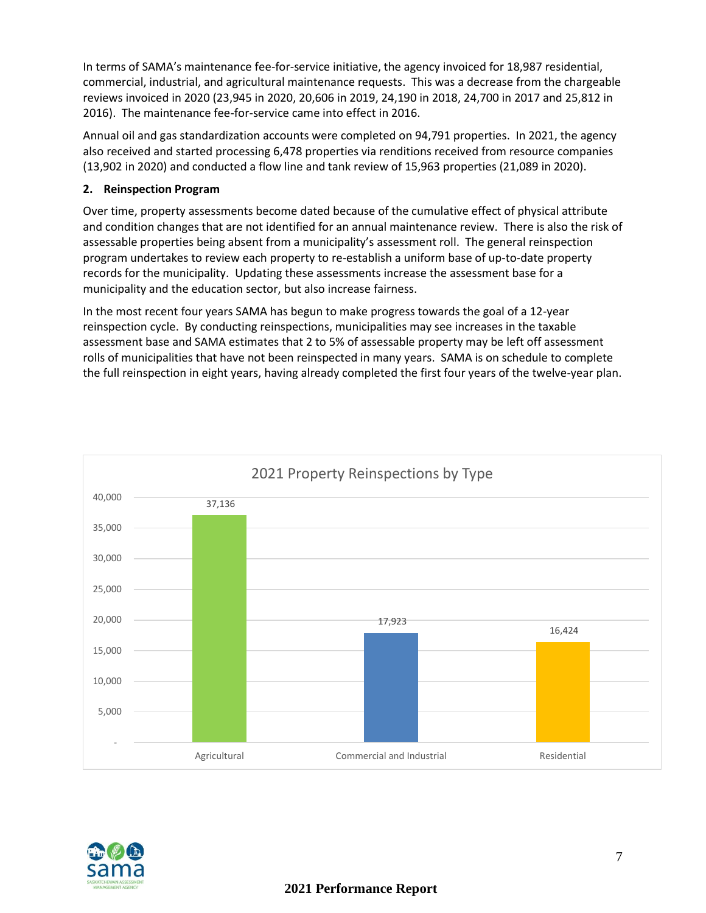In terms of SAMA's maintenance fee-for-service initiative, the agency invoiced for 18,987 residential, commercial, industrial, and agricultural maintenance requests. This was a decrease from the chargeable reviews invoiced in 2020 (23,945 in 2020, 20,606 in 2019, 24,190 in 2018, 24,700 in 2017 and 25,812 in 2016). The maintenance fee-for-service came into effect in 2016.

Annual oil and gas standardization accounts were completed on 94,791 properties. In 2021, the agency also received and started processing 6,478 properties via renditions received from resource companies (13,902 in 2020) and conducted a flow line and tank review of 15,963 properties (21,089 in 2020).

**2. Reinspection Program**

Over time, property assessments become dated because of the cumulative effect of physical attribute and condition changes that are not identified for an annual maintenance review. There is also the risk of assessable properties being absent from a municipality's assessment roll. The general reinspection program undertakes to review each property to re-establish a uniform base of up-to-date property records for the municipality. Updating these assessments increase the assessment base for a municipality and the education sector, but also increase fairness.

In the most recent four years SAMA has begun to make progress towards the goal of a 12-year reinspection cycle. By conducting reinspections, municipalities may see increases in the taxable assessment base and SAMA estimates that 2 to 5% of assessable property may be left off assessment rolls of municipalities that have not been reinspected in many years. SAMA is on schedule to complete the full reinspection in eight years, having already completed the first four years of the twelve-year plan.

**2021 Property Reinspections by Type**

| Type | Reinspections |
|---|---|
| Agricultural | 37,136 |
| Commercial and Industrial | 17,923 |
| Residential | 16,424 |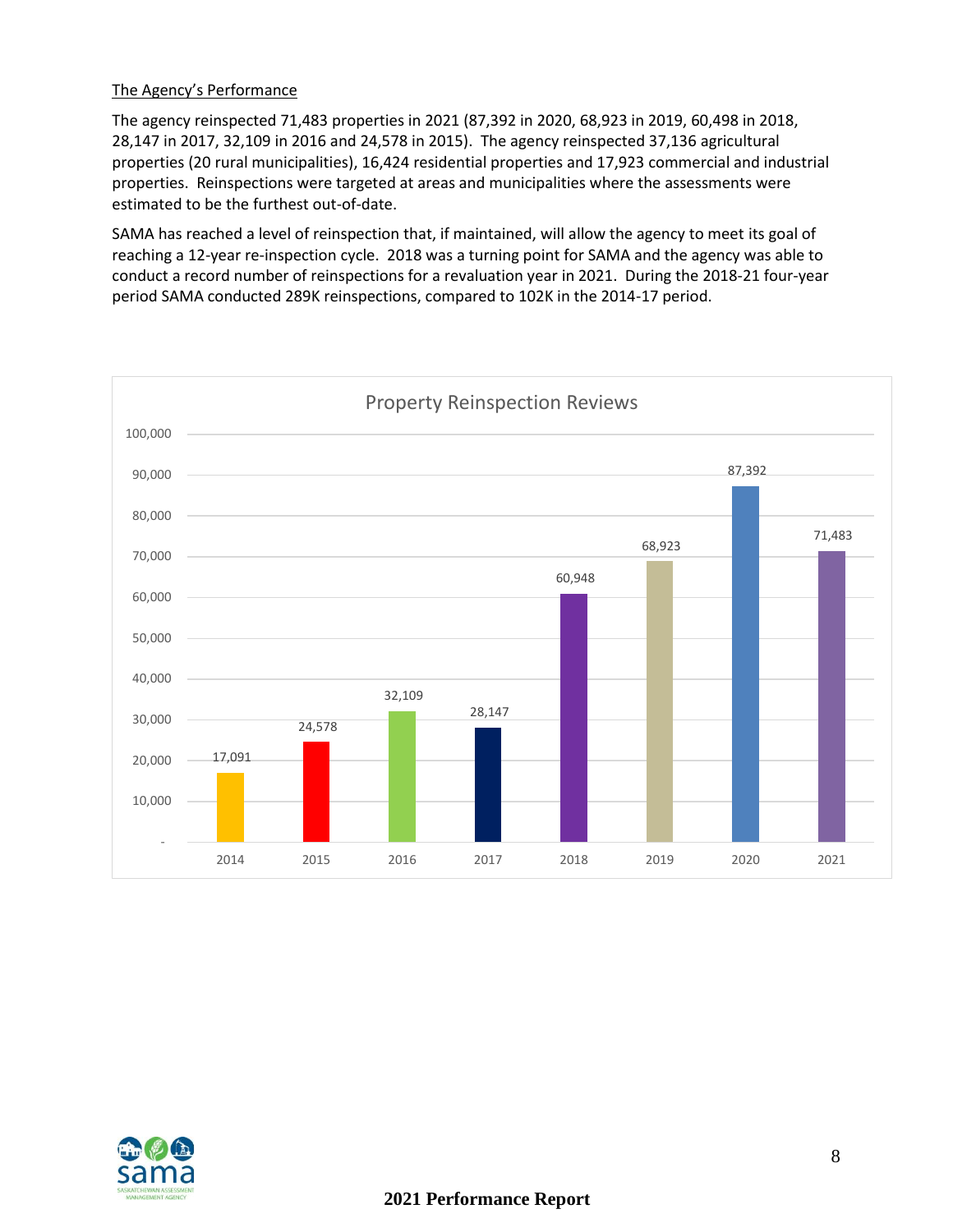The Agency's Performance

The agency reinspected 71,483 properties in 2021 (87,392 in 2020, 68,923 in 2019, 60,498 in 2018, 28,147 in 2017, 32,109 in 2016 and 24,578 in 2015). The agency reinspected 37,136 agricultural properties (20 rural municipalities), 16,424 residential properties and 17,923 commercial and industrial properties. Reinspections were targeted at areas and municipalities where the assessments were estimated to be the furthest out-of-date.

SAMA has reached a level of reinspection that, if maintained, will allow the agency to meet its goal of reaching a 12-year re-inspection cycle. 2018 was a turning point for SAMA and the agency was able to conduct a record number of reinspections for a revaluation year in 2021. During the 2018-21 four-year period SAMA conducted 289K reinspections, compared to 102K in the 2014-17 period.

**Property Reinspection Reviews**

| Year | Reinspections |
|---|---|
| 2014 | 17,091 |
| 2015 | 24,578 |
| 2016 | 32,109 |
| 2017 | 28,147 |
| 2018 | 60,948 |
| 2019 | 68,923 |
| 2020 | 87,392 |
| 2021 | 71,483 |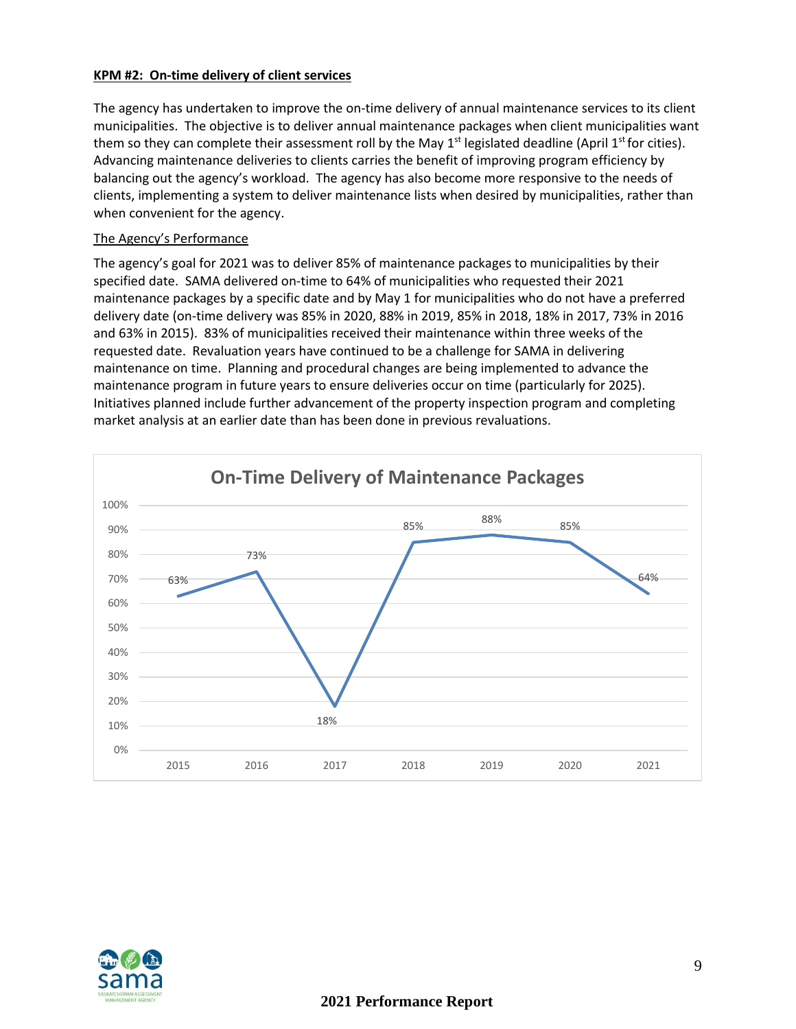**KPM #2: On-time delivery of client services**

The agency has undertaken to improve the on-time delivery of annual maintenance services to its client municipalities. The objective is to deliver annual maintenance packages when client municipalities want them so they can complete their assessment roll by the May 1st legislated deadline (April 1st for cities). Advancing maintenance deliveries to clients carries the benefit of improving program efficiency by balancing out the agency's workload. The agency has also become more responsive to the needs of clients, implementing a system to deliver maintenance lists when desired by municipalities, rather than when convenient for the agency.

The Agency's Performance

The agency's goal for 2021 was to deliver 85% of maintenance packages to municipalities by their specified date. SAMA delivered on-time to 64% of municipalities who requested their 2021 maintenance packages by a specific date and by May 1 for municipalities who do not have a preferred delivery date (on-time delivery was 85% in 2020, 88% in 2019, 85% in 2018, 18% in 2017, 73% in 2016 and 63% in 2015). 83% of municipalities received their maintenance within three weeks of the requested date. Revaluation years have continued to be a challenge for SAMA in delivering maintenance on time. Planning and procedural changes are being implemented to advance the maintenance program in future years to ensure deliveries occur on time (particularly for 2025). Initiatives planned include further advancement of the property inspection program and completing market analysis at an earlier date than has been done in previous revaluations.

**On-Time Delivery of Maintenance Packages**

| Year | On-Time Delivery |
|---|---|
| 2015 | 63% |
| 2016 | 73% |
| 2017 | 18% |
| 2018 | 85% |
| 2019 | 88% |
| 2020 | 85% |
| 2021 | 64% |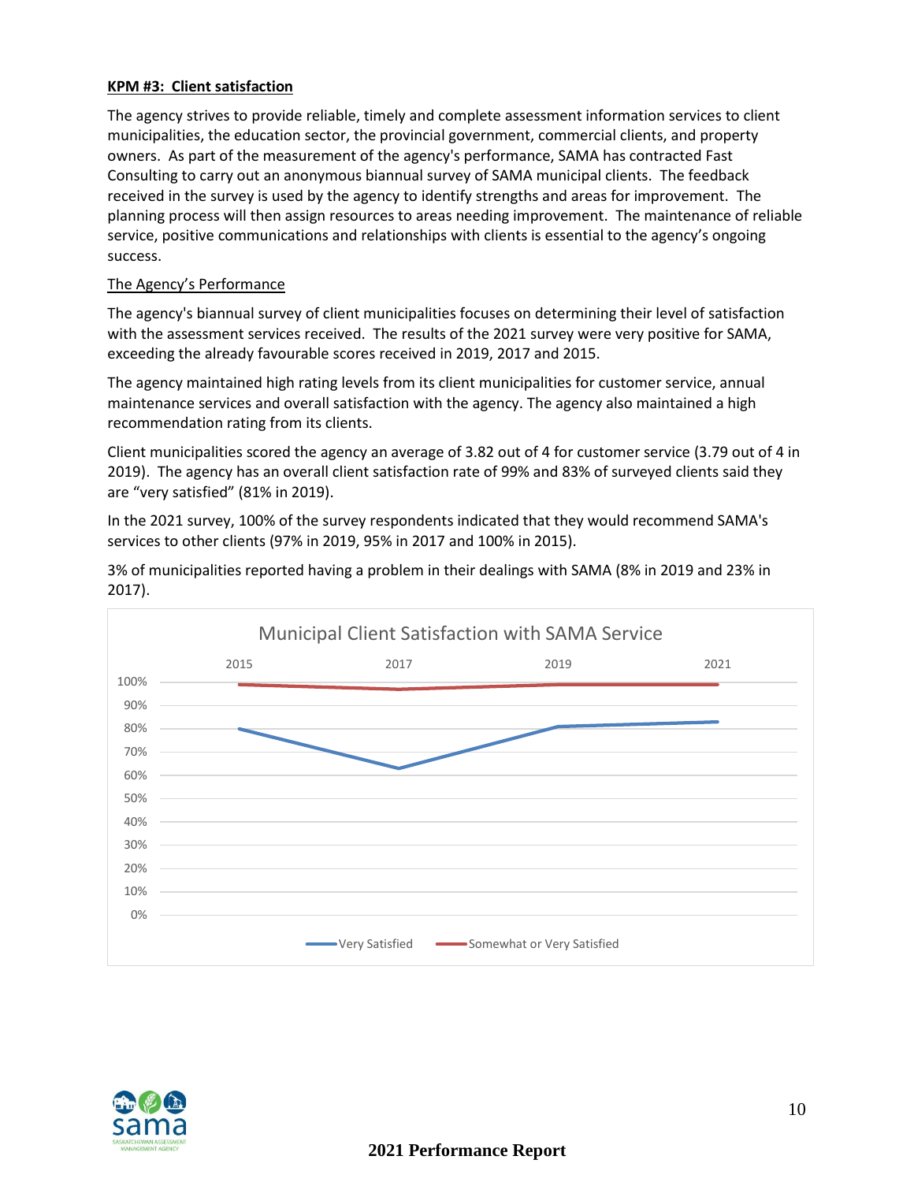**KPM #3: Client satisfaction**

The agency strives to provide reliable, timely and complete assessment information services to client municipalities, the education sector, the provincial government, commercial clients, and property owners. As part of the measurement of the agency's performance, SAMA has contracted Fast Consulting to carry out an anonymous biannual survey of SAMA municipal clients. The feedback received in the survey is used by the agency to identify strengths and areas for improvement. The planning process will then assign resources to areas needing improvement. The maintenance of reliable service, positive communications and relationships with clients is essential to the agency's ongoing success.

The Agency's Performance

The agency's biannual survey of client municipalities focuses on determining their level of satisfaction with the assessment services received. The results of the 2021 survey were very positive for SAMA, exceeding the already favourable scores received in 2019, 2017 and 2015.

The agency maintained high rating levels from its client municipalities for customer service, annual maintenance services and overall satisfaction with the agency. The agency also maintained a high recommendation rating from its clients.

Client municipalities scored the agency an average of 3.82 out of 4 for customer service (3.79 out of 4 in 2019). The agency has an overall client satisfaction rate of 99% and 83% of surveyed clients said they are "very satisfied" (81% in 2019).

In the 2021 survey, 100% of the survey respondents indicated that they would recommend SAMA's services to other clients (97% in 2019, 95% in 2017 and 100% in 2015).

3% of municipalities reported having a problem in their dealings with SAMA (8% in 2019 and 23% in 2017).

Municipal Client Satisfaction with SAMA Service

| | 2015 | 2017 | 2019 | 2021 |
|---|---|---|---|---|
| Very Satisfied | 80% | 63% | 81% | 83% |
| Somewhat or Very Satisfied | 99% | 97% | 99% | 99% |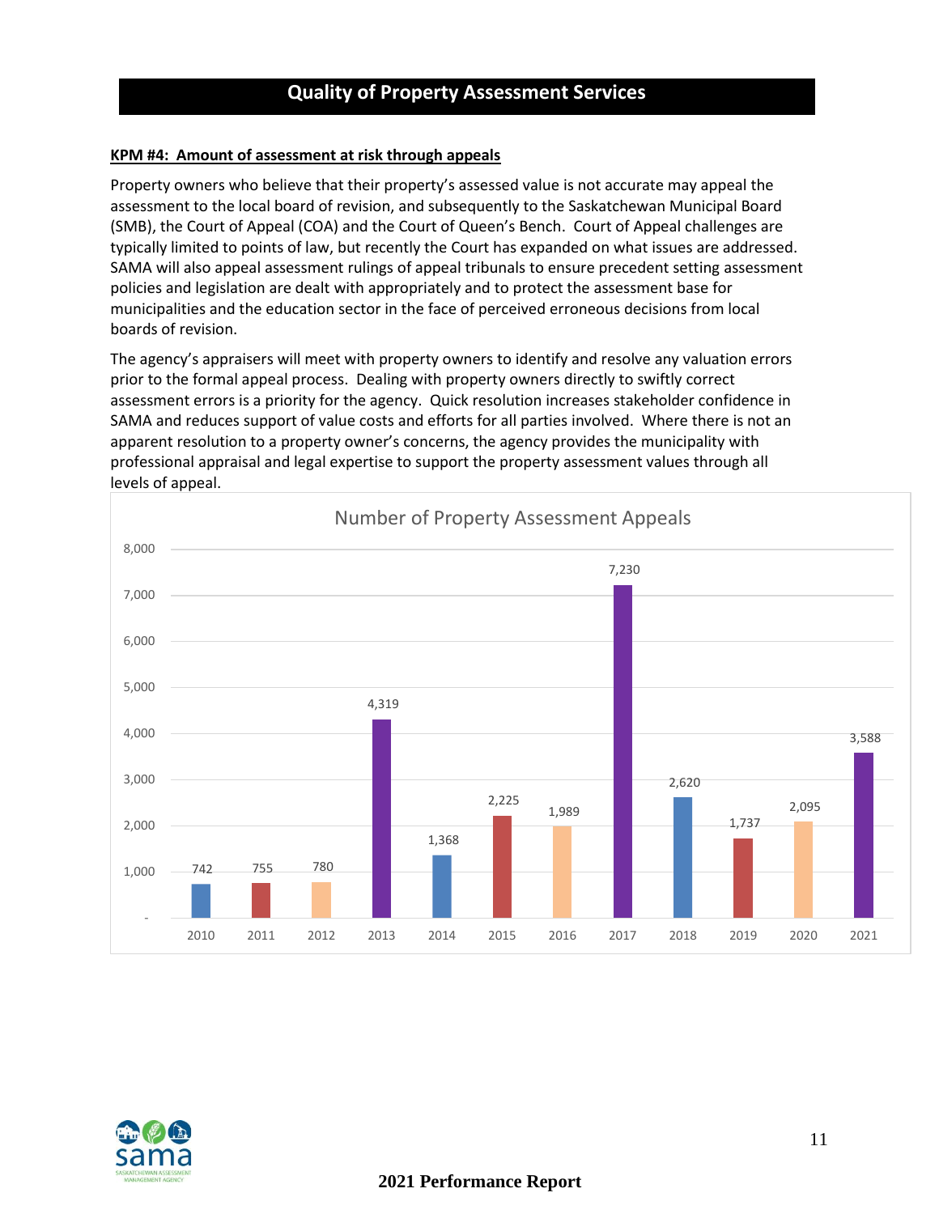## Quality of Property Assessment Services

**KPM #4: Amount of assessment at risk through appeals**

Property owners who believe that their property's assessed value is not accurate may appeal the assessment to the local board of revision, and subsequently to the Saskatchewan Municipal Board (SMB), the Court of Appeal (COA) and the Court of Queen's Bench. Court of Appeal challenges are typically limited to points of law, but recently the Court has expanded on what issues are addressed. SAMA will also appeal assessment rulings of appeal tribunals to ensure precedent setting assessment policies and legislation are dealt with appropriately and to protect the assessment base for municipalities and the education sector in the face of perceived erroneous decisions from local boards of revision.

The agency's appraisers will meet with property owners to identify and resolve any valuation errors prior to the formal appeal process. Dealing with property owners directly to swiftly correct assessment errors is a priority for the agency. Quick resolution increases stakeholder confidence in SAMA and reduces support of value costs and efforts for all parties involved. Where there is not an apparent resolution to a property owner's concerns, the agency provides the municipality with professional appraisal and legal expertise to support the property assessment values through all levels of appeal.

**Number of Property Assessment Appeals**

| Year | Number of Appeals |
|---|---|
| 2010 | 742 |
| 2011 | 755 |
| 2012 | 780 |
| 2013 | 4,319 |
| 2014 | 1,368 |
| 2015 | 2,225 |
| 2016 | 1,989 |
| 2017 | 7,230 |
| 2018 | 2,620 |
| 2019 | 1,737 |
| 2020 | 2,095 |
| 2021 | 3,588 |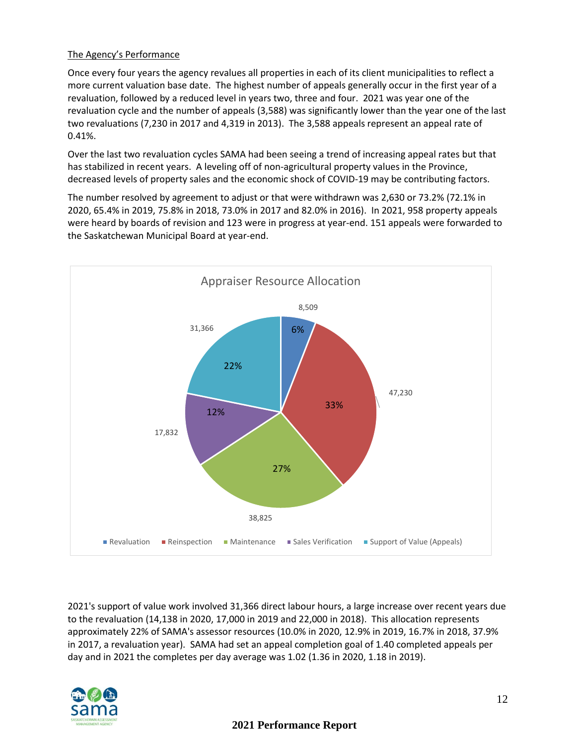The Agency's Performance

Once every four years the agency revalues all properties in each of its client municipalities to reflect a more current valuation base date. The highest number of appeals generally occur in the first year of a revaluation, followed by a reduced level in years two, three and four. 2021 was year one of the revaluation cycle and the number of appeals (3,588) was significantly lower than the year one of the last two revaluations (7,230 in 2017 and 4,319 in 2013). The 3,588 appeals represent an appeal rate of 0.41%.

Over the last two revaluation cycles SAMA had been seeing a trend of increasing appeal rates but that has stabilized in recent years. A leveling off of non-agricultural property values in the Province, decreased levels of property sales and the economic shock of COVID-19 may be contributing factors.

The number resolved by agreement to adjust or that were withdrawn was 2,630 or 73.2% (72.1% in 2020, 65.4% in 2019, 75.8% in 2018, 73.0% in 2017 and 82.0% in 2016). In 2021, 958 property appeals were heard by boards of revision and 123 were in progress at year-end. 151 appeals were forwarded to the Saskatchewan Municipal Board at year-end.

**Appraiser Resource Allocation**

| Category | Hours | Percentage |
|---|---|---|
| Revaluation | 8,509 | 6% |
| Reinspection | 47,230 | 33% |
| Maintenance | 38,825 | 27% |
| Sales Verification | 17,832 | 12% |
| Support of Value (Appeals) | 31,366 | 22% |

2021's support of value work involved 31,366 direct labour hours, a large increase over recent years due to the revaluation (14,138 in 2020, 17,000 in 2019 and 22,000 in 2018). This allocation represents approximately 22% of SAMA's assessor resources (10.0% in 2020, 12.9% in 2019, 16.7% in 2018, 37.9% in 2017, a revaluation year). SAMA had set an appeal completion goal of 1.40 completed appeals per day and in 2021 the completes per day average was 1.02 (1.36 in 2020, 1.18 in 2019).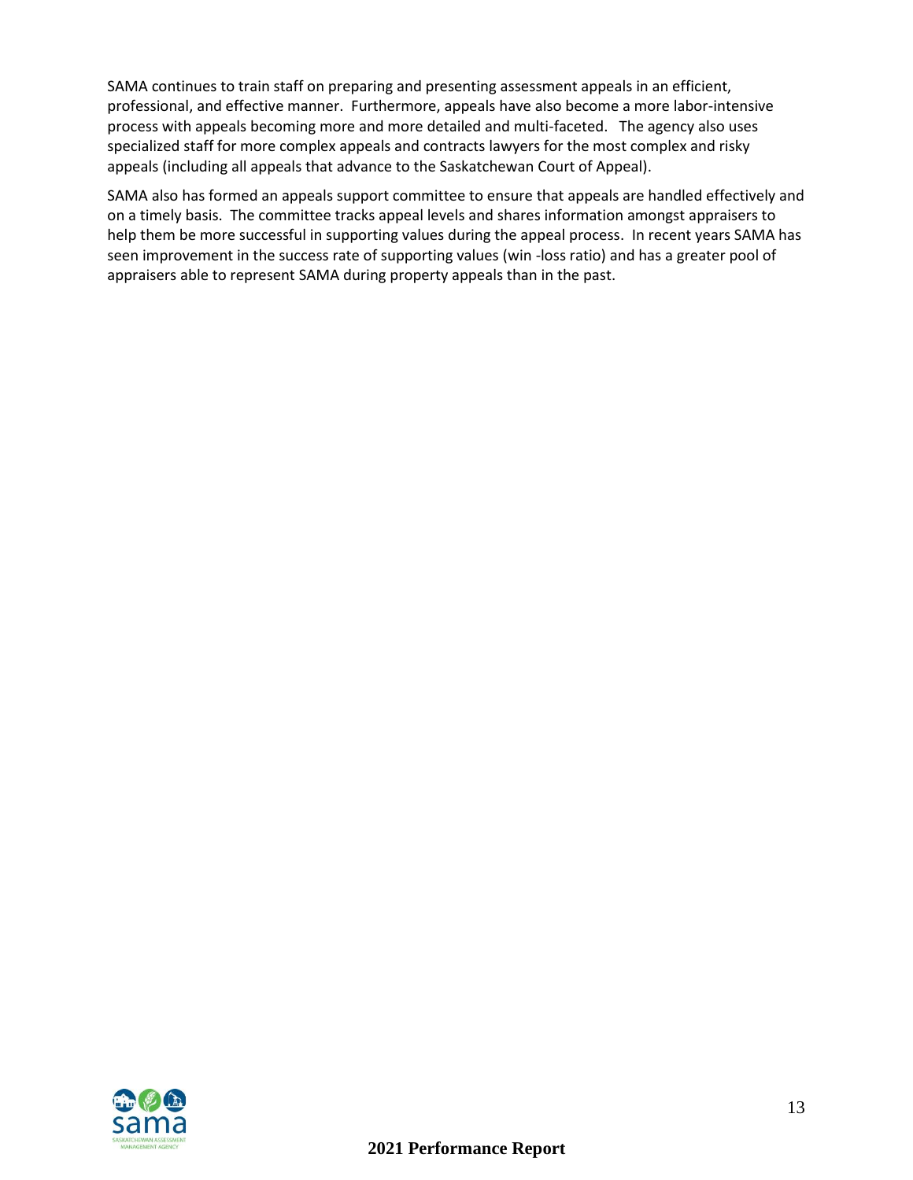SAMA continues to train staff on preparing and presenting assessment appeals in an efficient, professional, and effective manner. Furthermore, appeals have also become a more labor-intensive process with appeals becoming more and more detailed and multi-faceted. The agency also uses specialized staff for more complex appeals and contracts lawyers for the most complex and risky appeals (including all appeals that advance to the Saskatchewan Court of Appeal).

SAMA also has formed an appeals support committee to ensure that appeals are handled effectively and on a timely basis. The committee tracks appeal levels and shares information amongst appraisers to help them be more successful in supporting values during the appeal process. In recent years SAMA has seen improvement in the success rate of supporting values (win -loss ratio) and has a greater pool of appraisers able to represent SAMA during property appeals than in the past.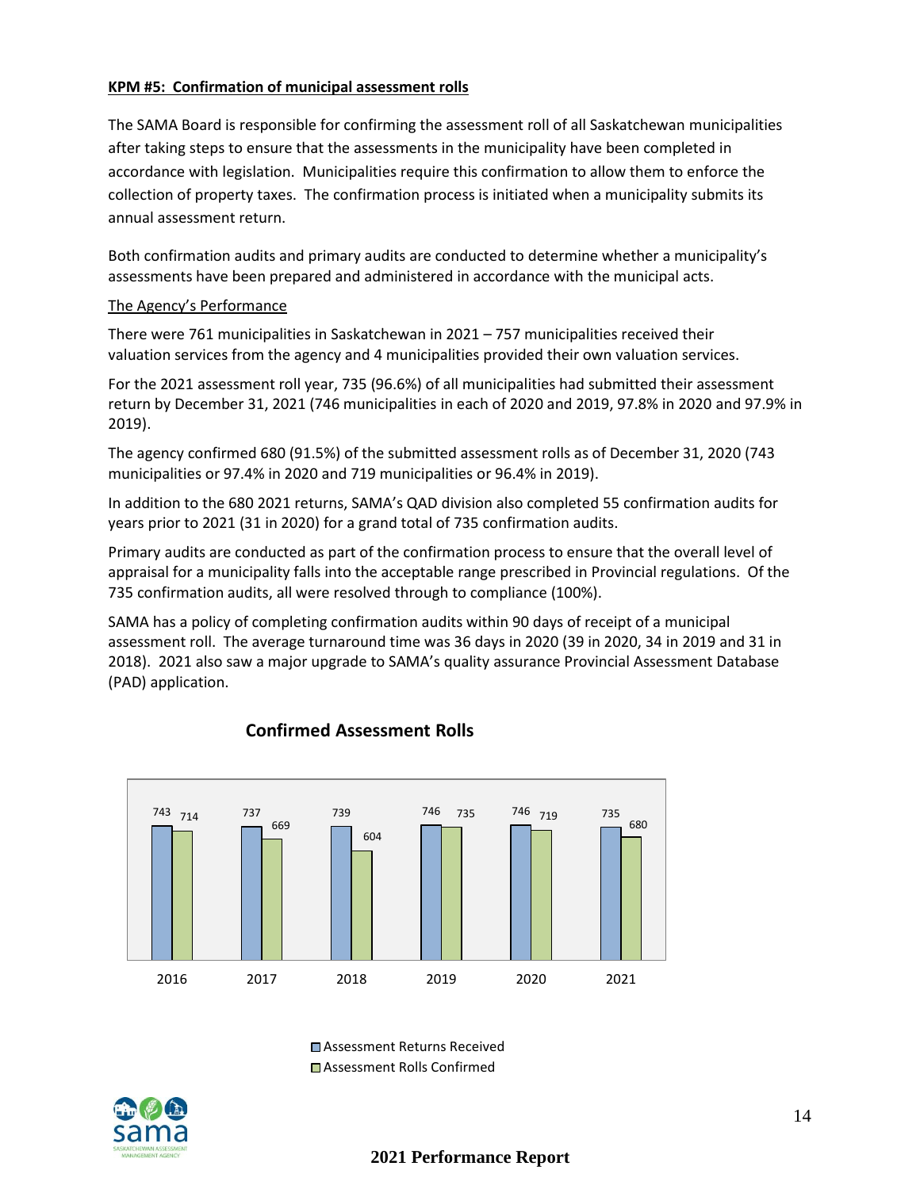**KPM #5: Confirmation of municipal assessment rolls**

The SAMA Board is responsible for confirming the assessment roll of all Saskatchewan municipalities after taking steps to ensure that the assessments in the municipality have been completed in accordance with legislation. Municipalities require this confirmation to allow them to enforce the collection of property taxes. The confirmation process is initiated when a municipality submits its annual assessment return.

Both confirmation audits and primary audits are conducted to determine whether a municipality's assessments have been prepared and administered in accordance with the municipal acts.

The Agency's Performance

There were 761 municipalities in Saskatchewan in 2021 – 757 municipalities received their valuation services from the agency and 4 municipalities provided their own valuation services.

For the 2021 assessment roll year, 735 (96.6%) of all municipalities had submitted their assessment return by December 31, 2021 (746 municipalities in each of 2020 and 2019, 97.8% in 2020 and 97.9% in 2019).

The agency confirmed 680 (91.5%) of the submitted assessment rolls as of December 31, 2020 (743 municipalities or 97.4% in 2020 and 719 municipalities or 96.4% in 2019).

In addition to the 680 2021 returns, SAMA's QAD division also completed 55 confirmation audits for years prior to 2021 (31 in 2020) for a grand total of 735 confirmation audits.

Primary audits are conducted as part of the confirmation process to ensure that the overall level of appraisal for a municipality falls into the acceptable range prescribed in Provincial regulations. Of the 735 confirmation audits, all were resolved through to compliance (100%).

SAMA has a policy of completing confirmation audits within 90 days of receipt of a municipal assessment roll. The average turnaround time was 36 days in 2020 (39 in 2020, 34 in 2019 and 31 in 2018). 2021 also saw a major upgrade to SAMA's quality assurance Provincial Assessment Database (PAD) application.

**Confirmed Assessment Rolls**

| Year | Assessment Returns Received | Assessment Rolls Confirmed |
|---|---|---|
| 2016 | 743 | 714 |
| 2017 | 737 | 669 |
| 2018 | 739 | 604 |
| 2019 | 746 | 735 |
| 2020 | 746 | 719 |
| 2021 | 735 | 680 |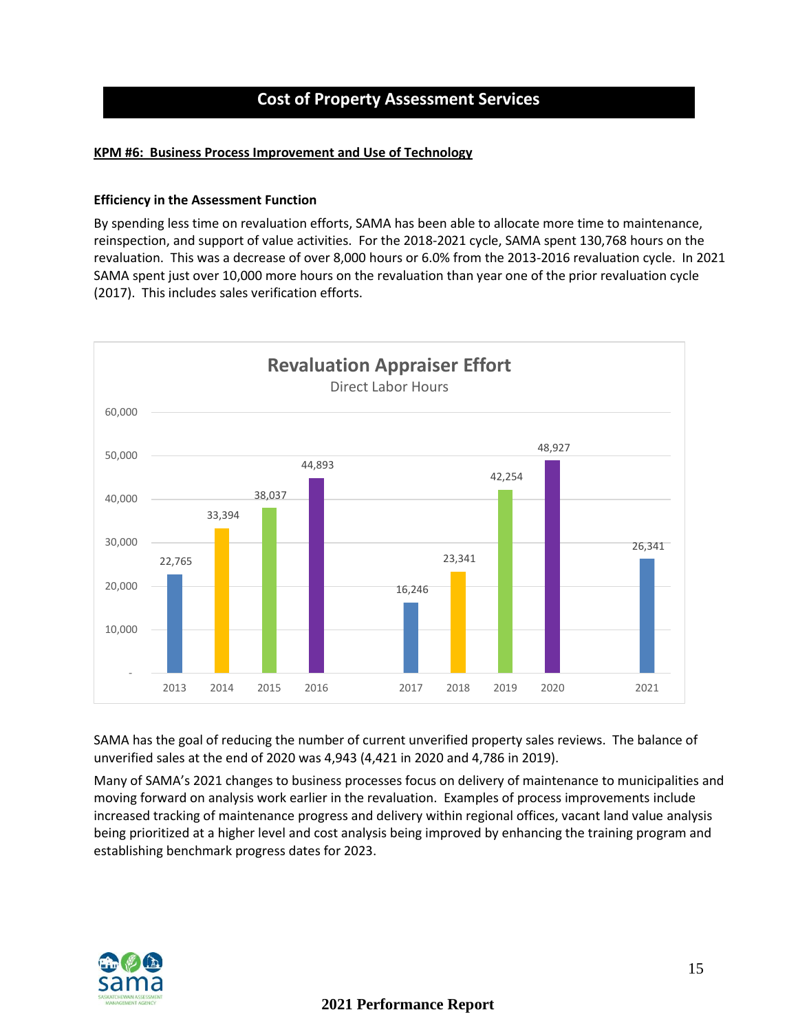## Cost of Property Assessment Services

**KPM #6: Business Process Improvement and Use of Technology**

**Efficiency in the Assessment Function**

By spending less time on revaluation efforts, SAMA has been able to allocate more time to maintenance, reinspection, and support of value activities. For the 2018-2021 cycle, SAMA spent 130,768 hours on the revaluation. This was a decrease of over 8,000 hours or 6.0% from the 2013-2016 revaluation cycle. In 2021 SAMA spent just over 10,000 more hours on the revaluation than year one of the prior revaluation cycle (2017). This includes sales verification efforts.

**Revaluation Appraiser Effort**

Direct Labor Hours

| Year | Direct Labor Hours |
|---|---|
| 2013 | 22,765 |
| 2014 | 33,394 |
| 2015 | 38,037 |
| 2016 | 44,893 |
| 2017 | 16,246 |
| 2018 | 23,341 |
| 2019 | 42,254 |
| 2020 | 48,927 |
| 2021 | 26,341 |

SAMA has the goal of reducing the number of current unverified property sales reviews. The balance of unverified sales at the end of 2020 was 4,943 (4,421 in 2020 and 4,786 in 2019).

Many of SAMA's 2021 changes to business processes focus on delivery of maintenance to municipalities and moving forward on analysis work earlier in the revaluation. Examples of process improvements include increased tracking of maintenance progress and delivery within regional offices, vacant land value analysis being prioritized at a higher level and cost analysis being improved by enhancing the training program and establishing benchmark progress dates for 2023.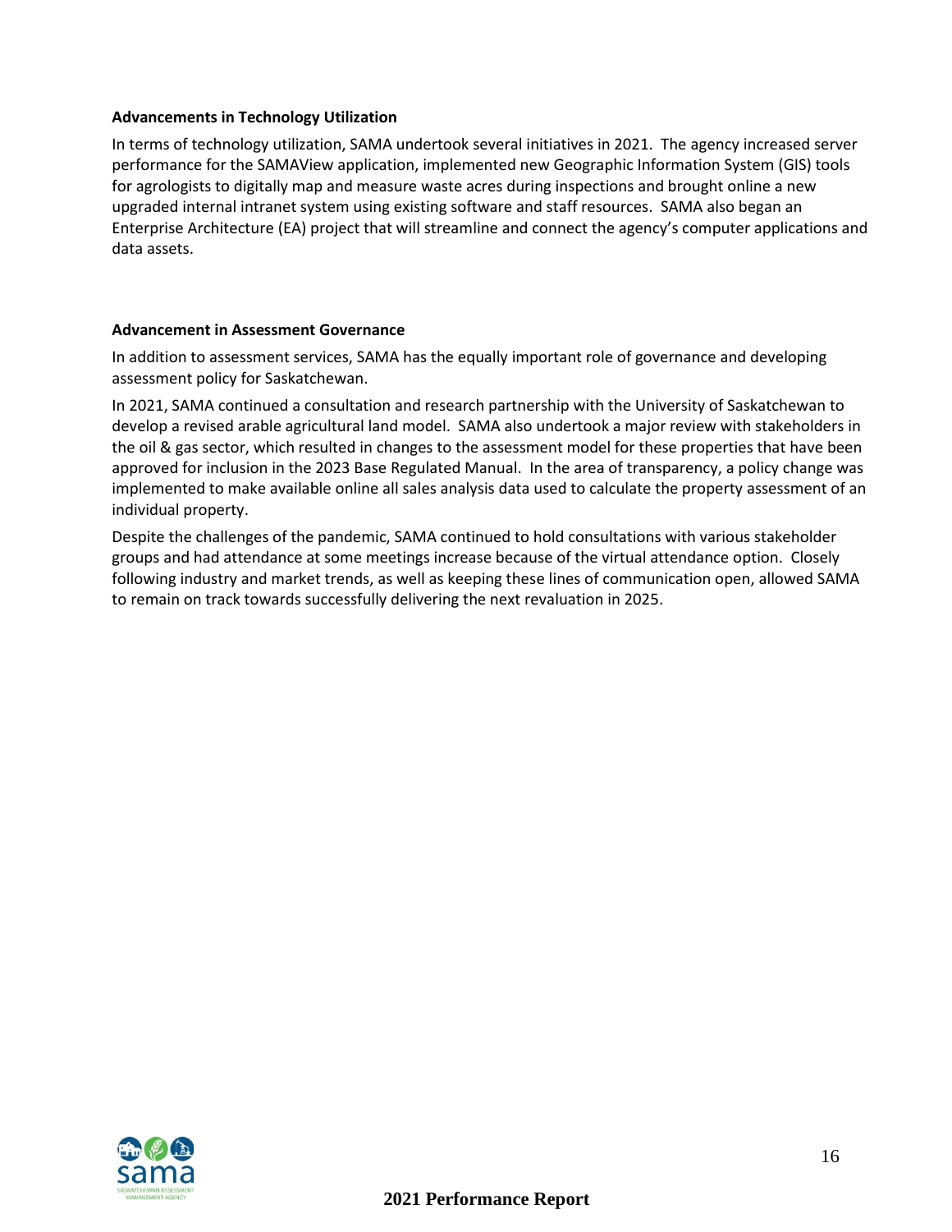**Advancements in Technology Utilization**

In terms of technology utilization, SAMA undertook several initiatives in 2021. The agency increased server performance for the SAMAView application, implemented new Geographic Information System (GIS) tools for agrologists to digitally map and measure waste acres during inspections and brought online a new upgraded internal intranet system using existing software and staff resources. SAMA also began an Enterprise Architecture (EA) project that will streamline and connect the agency's computer applications and data assets.

**Advancement in Assessment Governance**

In addition to assessment services, SAMA has the equally important role of governance and developing assessment policy for Saskatchewan.

In 2021, SAMA continued a consultation and research partnership with the University of Saskatchewan to develop a revised arable agricultural land model. SAMA also undertook a major review with stakeholders in the oil & gas sector, which resulted in changes to the assessment model for these properties that have been approved for inclusion in the 2023 Base Regulated Manual. In the area of transparency, a policy change was implemented to make available online all sales analysis data used to calculate the property assessment of an individual property.

Despite the challenges of the pandemic, SAMA continued to hold consultations with various stakeholder groups and had attendance at some meetings increase because of the virtual attendance option. Closely following industry and market trends, as well as keeping these lines of communication open, allowed SAMA to remain on track towards successfully delivering the next revaluation in 2025.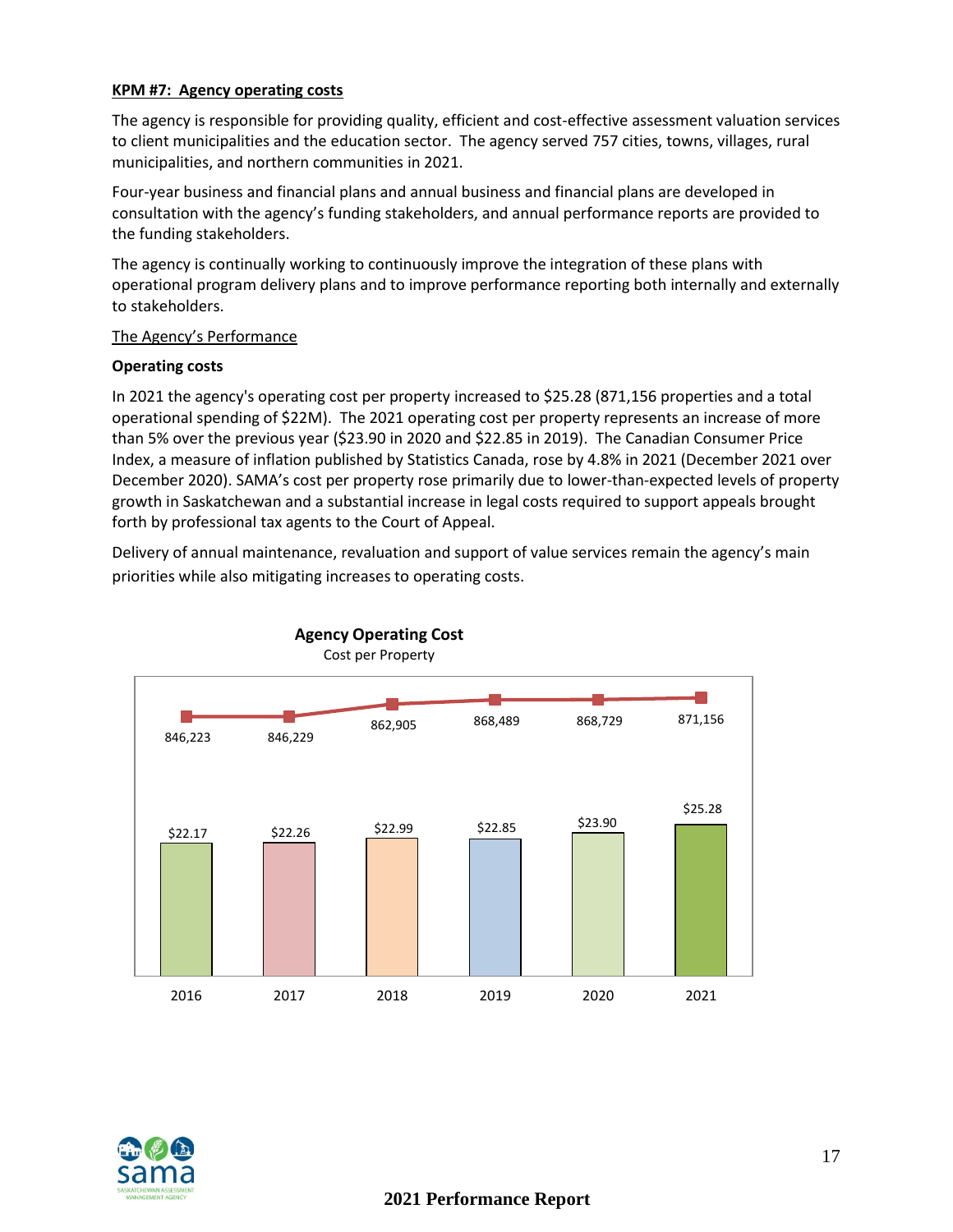**KPM #7: Agency operating costs**

The agency is responsible for providing quality, efficient and cost-effective assessment valuation services to client municipalities and the education sector. The agency served 757 cities, towns, villages, rural municipalities, and northern communities in 2021.

Four-year business and financial plans and annual business and financial plans are developed in consultation with the agency's funding stakeholders, and annual performance reports are provided to the funding stakeholders.

The agency is continually working to continuously improve the integration of these plans with operational program delivery plans and to improve performance reporting both internally and externally to stakeholders.

The Agency's Performance

**Operating costs**

In 2021 the agency's operating cost per property increased to $25.28 (871,156 properties and a total operational spending of $22M). The 2021 operating cost per property represents an increase of more than 5% over the previous year ($23.90 in 2020 and $22.85 in 2019). The Canadian Consumer Price Index, a measure of inflation published by Statistics Canada, rose by 4.8% in 2021 (December 2021 over December 2020). SAMA's cost per property rose primarily due to lower-than-expected levels of property growth in Saskatchewan and a substantial increase in legal costs required to support appeals brought forth by professional tax agents to the Court of Appeal.

Delivery of annual maintenance, revaluation and support of value services remain the agency's main priorities while also mitigating increases to operating costs.

**Agency Operating Cost**
Cost per Property

| Year | Properties | Cost per Property |
|---|---|---|
| 2016 | 846,223 | $22.17 |
| 2017 | 846,229 | $22.26 |
| 2018 | 862,905 | $22.99 |
| 2019 | 868,489 | $22.85 |
| 2020 | 868,729 | $23.90 |
| 2021 | 871,156 | $25.28 |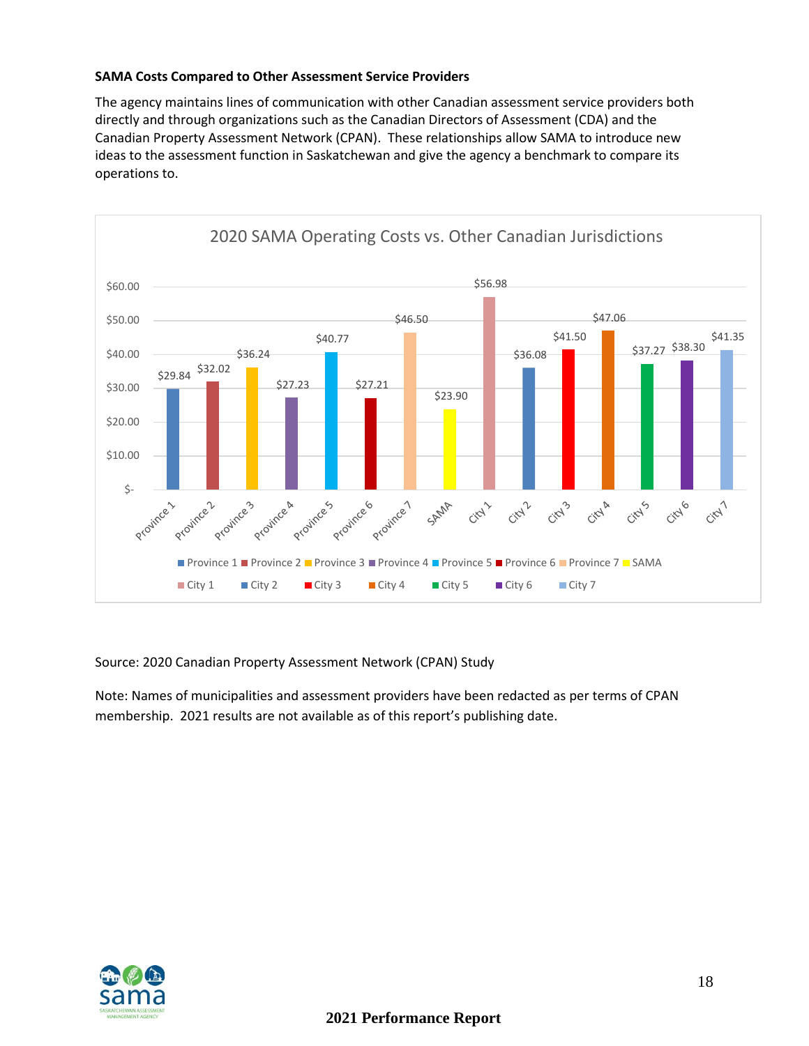**SAMA Costs Compared to Other Assessment Service Providers**

The agency maintains lines of communication with other Canadian assessment service providers both directly and through organizations such as the Canadian Directors of Assessment (CDA) and the Canadian Property Assessment Network (CPAN). These relationships allow SAMA to introduce new ideas to the assessment function in Saskatchewan and give the agency a benchmark to compare its operations to.

**2020 SAMA Operating Costs vs. Other Canadian Jurisdictions**

| Jurisdiction | Operating Cost |
| --- | --- |
| Province 1 | $29.84 |
| Province 2 | $32.02 |
| Province 3 | $36.24 |
| Province 4 | $27.23 |
| Province 5 | $40.77 |
| Province 6 | $27.21 |
| Province 7 | $46.50 |
| SAMA | $23.90 |
| City 1 | $56.98 |
| City 2 | $36.08 |
| City 3 | $41.50 |
| City 4 | $47.06 |
| City 5 | $37.27 |
| City 6 | $38.30 |
| City 7 | $41.35 |

Source: 2020 Canadian Property Assessment Network (CPAN) Study

Note: Names of municipalities and assessment providers have been redacted as per terms of CPAN membership. 2021 results are not available as of this report's publishing date.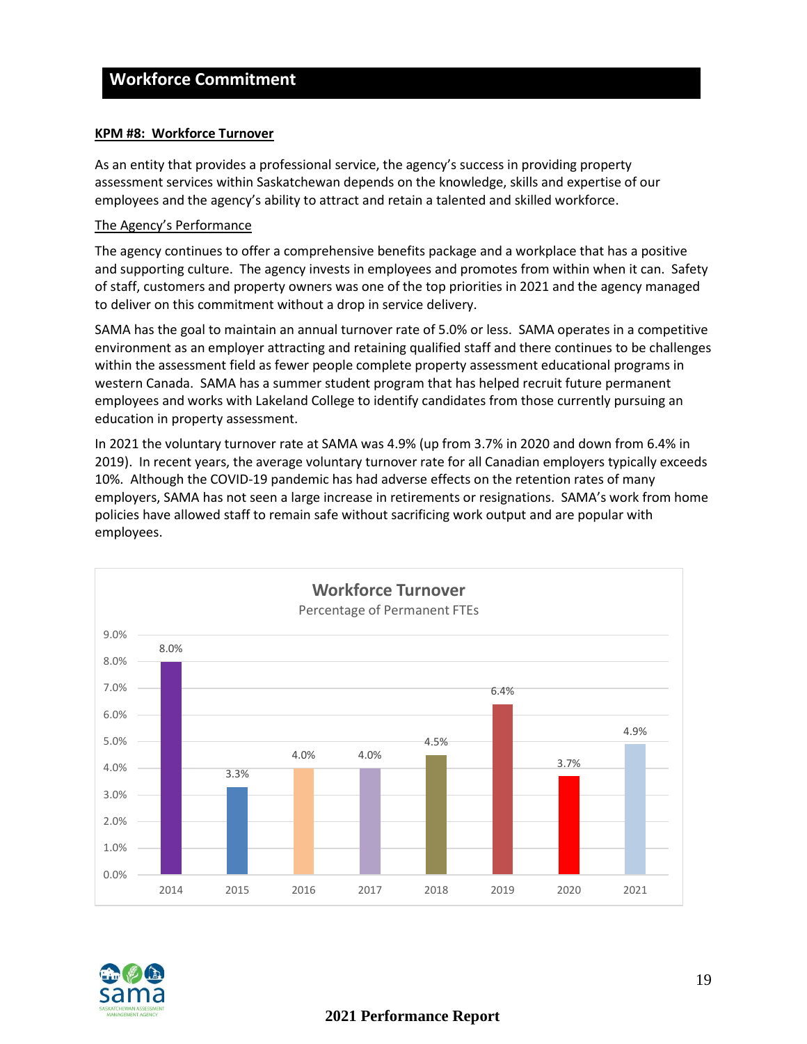## Workforce Commitment

**KPM #8: Workforce Turnover**

As an entity that provides a professional service, the agency's success in providing property assessment services within Saskatchewan depends on the knowledge, skills and expertise of our employees and the agency's ability to attract and retain a talented and skilled workforce.

The Agency's Performance

The agency continues to offer a comprehensive benefits package and a workplace that has a positive and supporting culture. The agency invests in employees and promotes from within when it can. Safety of staff, customers and property owners was one of the top priorities in 2021 and the agency managed to deliver on this commitment without a drop in service delivery.

SAMA has the goal to maintain an annual turnover rate of 5.0% or less. SAMA operates in a competitive environment as an employer attracting and retaining qualified staff and there continues to be challenges within the assessment field as fewer people complete property assessment educational programs in western Canada. SAMA has a summer student program that has helped recruit future permanent employees and works with Lakeland College to identify candidates from those currently pursuing an education in property assessment.

In 2021 the voluntary turnover rate at SAMA was 4.9% (up from 3.7% in 2020 and down from 6.4% in 2019). In recent years, the average voluntary turnover rate for all Canadian employers typically exceeds 10%. Although the COVID-19 pandemic has had adverse effects on the retention rates of many employers, SAMA has not seen a large increase in retirements or resignations. SAMA's work from home policies have allowed staff to remain safe without sacrificing work output and are popular with employees.

**Workforce Turnover**
Percentage of Permanent FTEs

| Year | Turnover |
|---|---|
| 2014 | 8.0% |
| 2015 | 3.3% |
| 2016 | 4.0% |
| 2017 | 4.0% |
| 2018 | 4.5% |
| 2019 | 6.4% |
| 2020 | 3.7% |
| 2021 | 4.9% |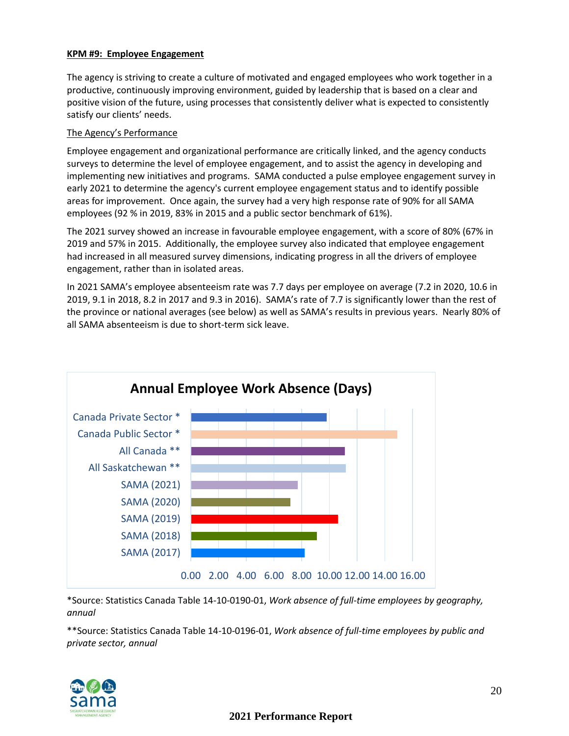**KPM #9: Employee Engagement**

The agency is striving to create a culture of motivated and engaged employees who work together in a productive, continuously improving environment, guided by leadership that is based on a clear and positive vision of the future, using processes that consistently deliver what is expected to consistently satisfy our clients' needs.

The Agency's Performance

Employee engagement and organizational performance are critically linked, and the agency conducts surveys to determine the level of employee engagement, and to assist the agency in developing and implementing new initiatives and programs. SAMA conducted a pulse employee engagement survey in early 2021 to determine the agency's current employee engagement status and to identify possible areas for improvement. Once again, the survey had a very high response rate of 90% for all SAMA employees (92 % in 2019, 83% in 2015 and a public sector benchmark of 61%).

The 2021 survey showed an increase in favourable employee engagement, with a score of 80% (67% in 2019 and 57% in 2015. Additionally, the employee survey also indicated that employee engagement had increased in all measured survey dimensions, indicating progress in all the drivers of employee engagement, rather than in isolated areas.

In 2021 SAMA's employee absenteeism rate was 7.7 days per employee on average (7.2 in 2020, 10.6 in 2019, 9.1 in 2018, 8.2 in 2017 and 9.3 in 2016). SAMA's rate of 7.7 is significantly lower than the rest of the province or national averages (see below) as well as SAMA's results in previous years. Nearly 80% of all SAMA absenteeism is due to short-term sick leave.

**Annual Employee Work Absence (Days)**

| Category | Days |
|---|---|
| Canada Private Sector * | ~9.8 |
| Canada Public Sector * | ~14.9 |
| All Canada ** | ~11.1 |
| All Saskatchewan ** | ~11.2 |
| SAMA (2021) | 7.7 |
| SAMA (2020) | 7.2 |
| SAMA (2019) | 10.6 |
| SAMA (2018) | 9.1 |
| SAMA (2017) | 8.2 |

*Source: Statistics Canada Table 14-10-0190-01, *Work absence of full-time employees by geography, annual*

**Source: Statistics Canada Table 14-10-0196-01, *Work absence of full-time employees by public and private sector, annual*

2021 Performance Report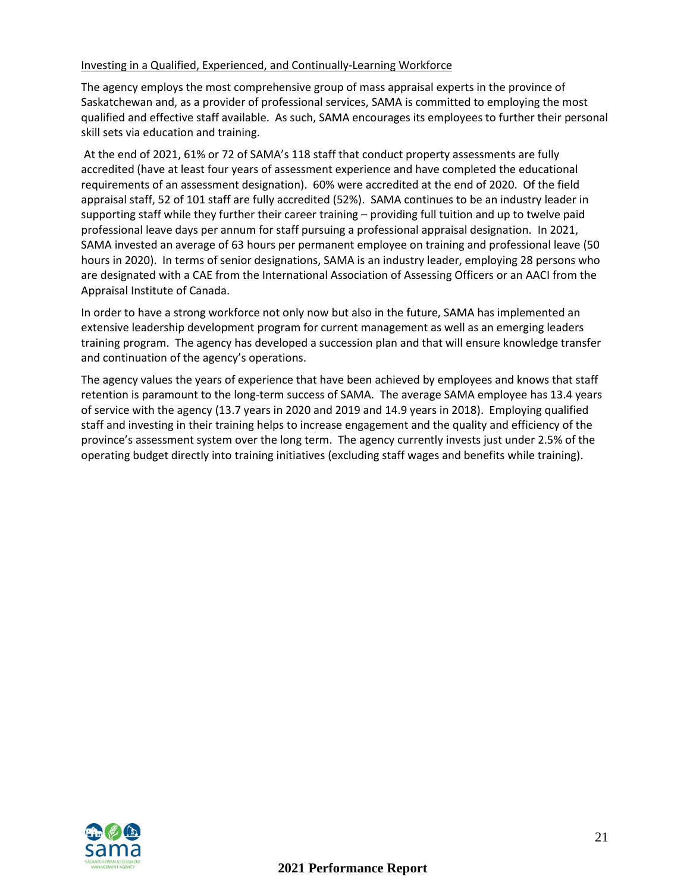Investing in a Qualified, Experienced, and Continually-Learning Workforce

The agency employs the most comprehensive group of mass appraisal experts in the province of Saskatchewan and, as a provider of professional services, SAMA is committed to employing the most qualified and effective staff available. As such, SAMA encourages its employees to further their personal skill sets via education and training.

At the end of 2021, 61% or 72 of SAMA's 118 staff that conduct property assessments are fully accredited (have at least four years of assessment experience and have completed the educational requirements of an assessment designation). 60% were accredited at the end of 2020. Of the field appraisal staff, 52 of 101 staff are fully accredited (52%). SAMA continues to be an industry leader in supporting staff while they further their career training – providing full tuition and up to twelve paid professional leave days per annum for staff pursuing a professional appraisal designation. In 2021, SAMA invested an average of 63 hours per permanent employee on training and professional leave (50 hours in 2020). In terms of senior designations, SAMA is an industry leader, employing 28 persons who are designated with a CAE from the International Association of Assessing Officers or an AACI from the Appraisal Institute of Canada.

In order to have a strong workforce not only now but also in the future, SAMA has implemented an extensive leadership development program for current management as well as an emerging leaders training program. The agency has developed a succession plan and that will ensure knowledge transfer and continuation of the agency's operations.

The agency values the years of experience that have been achieved by employees and knows that staff retention is paramount to the long-term success of SAMA. The average SAMA employee has 13.4 years of service with the agency (13.7 years in 2020 and 2019 and 14.9 years in 2018). Employing qualified staff and investing in their training helps to increase engagement and the quality and efficiency of the province's assessment system over the long term. The agency currently invests just under 2.5% of the operating budget directly into training initiatives (excluding staff wages and benefits while training).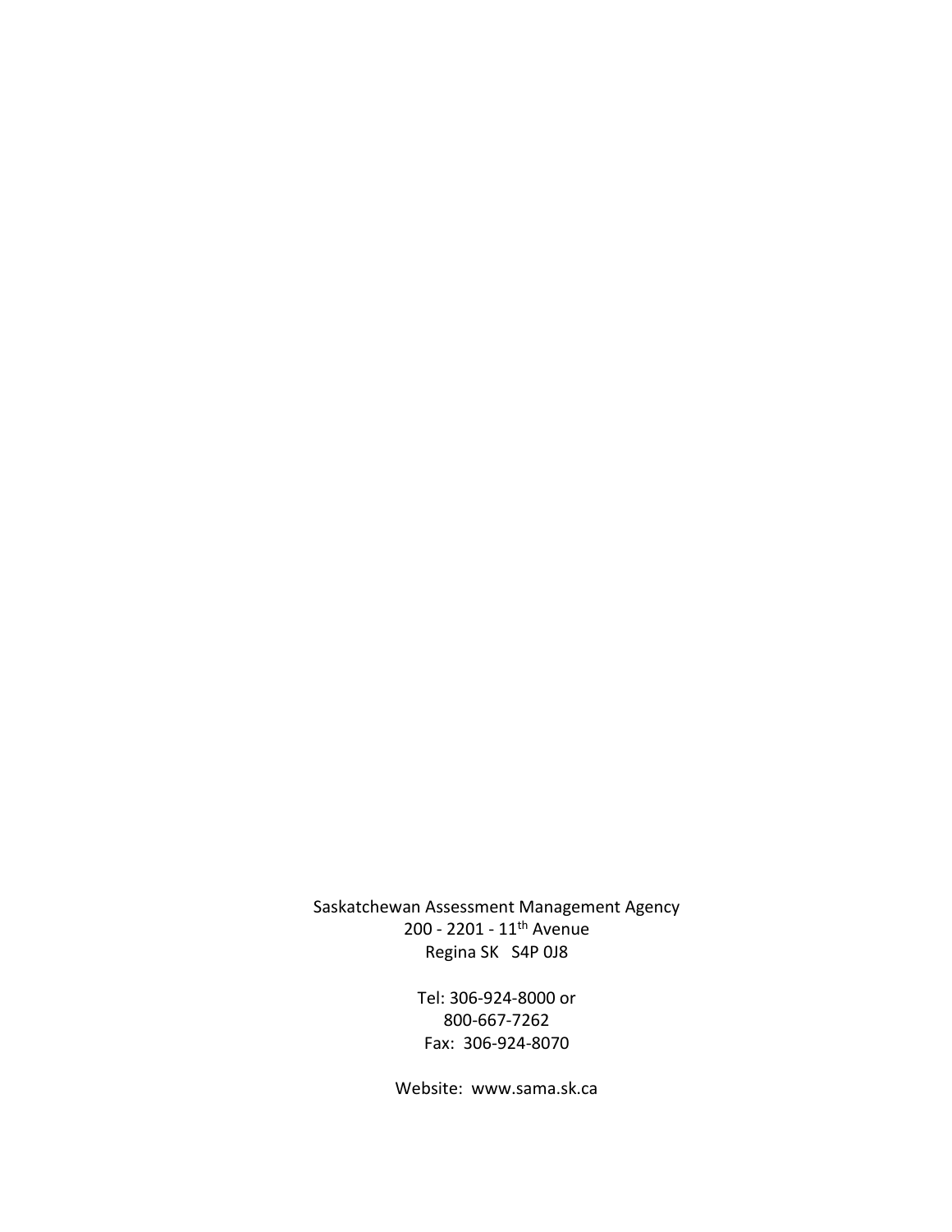Saskatchewan Assessment Management Agency
200 - 2201 - 11th Avenue
Regina SK   S4P 0J8

Tel: 306-924-8000 or
800-667-7262
Fax:  306-924-8070

Website:  www.sama.sk.ca